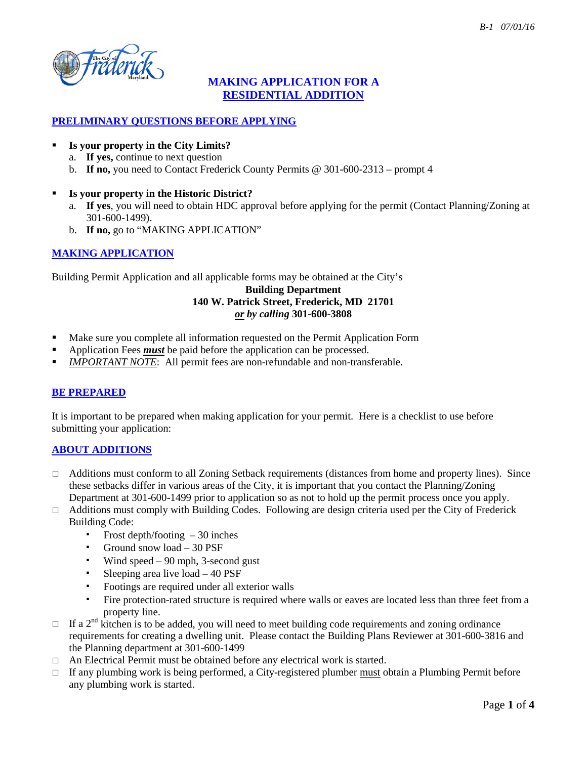# MAKING APPLICATION FOR A RESIDENTIAL ADDITION

## PRELIMINARY QUESTIONS BEFORE APPLYING

- **Is your property in the City Limits?**
  a. **If yes,** continue to next question
  b. **If no,** you need to Contact Frederick County Permits @ 301-600-2313 – prompt 4

- **Is your property in the Historic District?**
  a. **If yes**, you will need to obtain HDC approval before applying for the permit (Contact Planning/Zoning at 301-600-1499).
  b. **If no,** go to "MAKING APPLICATION"

## MAKING APPLICATION

Building Permit Application and all applicable forms may be obtained at the City's

**Building Department**
**140 W. Patrick Street, Frederick, MD 21701**
***or* by calling 301-600-3808**

- Make sure you complete all information requested on the Permit Application Form
- Application Fees ***must*** be paid before the application can be processed.
- *IMPORTANT NOTE*: All permit fees are non-refundable and non-transferable.

## BE PREPARED

It is important to be prepared when making application for your permit. Here is a checklist to use before submitting your application:

## ABOUT ADDITIONS

- ☐ Additions must conform to all Zoning Setback requirements (distances from home and property lines). Since these setbacks differ in various areas of the City, it is important that you contact the Planning/Zoning Department at 301-600-1499 prior to application so as not to hold up the permit process once you apply.
- ☐ Additions must comply with Building Codes. Following are design criteria used per the City of Frederick Building Code:
  - Frost depth/footing – 30 inches
  - Ground snow load – 30 PSF
  - Wind speed – 90 mph, 3-second gust
  - Sleeping area live load – 40 PSF
  - Footings are required under all exterior walls
  - Fire protection-rated structure is required where walls or eaves are located less than three feet from a property line.
- ☐ If a 2nd kitchen is to be added, you will need to meet building code requirements and zoning ordinance requirements for creating a dwelling unit. Please contact the Building Plans Reviewer at 301-600-3816 and the Planning department at 301-600-1499
- ☐ An Electrical Permit must be obtained before any electrical work is started.
- ☐ If any plumbing work is being performed, a City-registered plumber must obtain a Plumbing Permit before any plumbing work is started.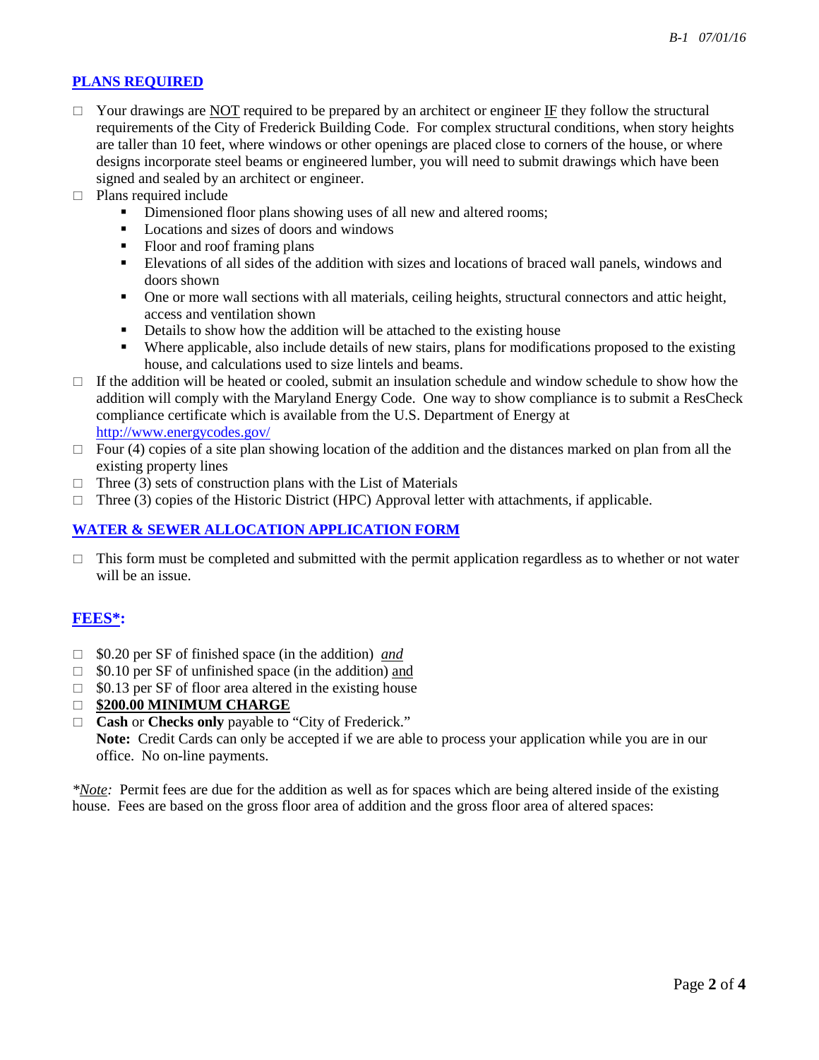## PLANS REQUIRED

- ☐ Your drawings are NOT required to be prepared by an architect or engineer IF they follow the structural requirements of the City of Frederick Building Code. For complex structural conditions, when story heights are taller than 10 feet, where windows or other openings are placed close to corners of the house, or where designs incorporate steel beams or engineered lumber, you will need to submit drawings which have been signed and sealed by an architect or engineer.
- ☐ Plans required include
  - Dimensioned floor plans showing uses of all new and altered rooms;
  - Locations and sizes of doors and windows
  - Floor and roof framing plans
  - Elevations of all sides of the addition with sizes and locations of braced wall panels, windows and doors shown
  - One or more wall sections with all materials, ceiling heights, structural connectors and attic height, access and ventilation shown
  - Details to show how the addition will be attached to the existing house
  - Where applicable, also include details of new stairs, plans for modifications proposed to the existing house, and calculations used to size lintels and beams.
- ☐ If the addition will be heated or cooled, submit an insulation schedule and window schedule to show how the addition will comply with the Maryland Energy Code. One way to show compliance is to submit a ResCheck compliance certificate which is available from the U.S. Department of Energy at http://www.energycodes.gov/
- ☐ Four (4) copies of a site plan showing location of the addition and the distances marked on plan from all the existing property lines
- ☐ Three (3) sets of construction plans with the List of Materials
- ☐ Three (3) copies of the Historic District (HPC) Approval letter with attachments, if applicable.

## WATER & SEWER ALLOCATION APPLICATION FORM

- ☐ This form must be completed and submitted with the permit application regardless as to whether or not water will be an issue.

## FEES*:

- ☐ $0.20 per SF of finished space (in the addition) *and*
- ☐ $0.10 per SF of unfinished space (in the addition) and
- ☐ $0.13 per SF of floor area altered in the existing house
- ☐ **$200.00 MINIMUM CHARGE**
- ☐ **Cash** or **Checks only** payable to "City of Frederick."
  **Note:** Credit Cards can only be accepted if we are able to process your application while you are in our office. No on-line payments.

\**Note:* Permit fees are due for the addition as well as for spaces which are being altered inside of the existing house. Fees are based on the gross floor area of addition and the gross floor area of altered spaces: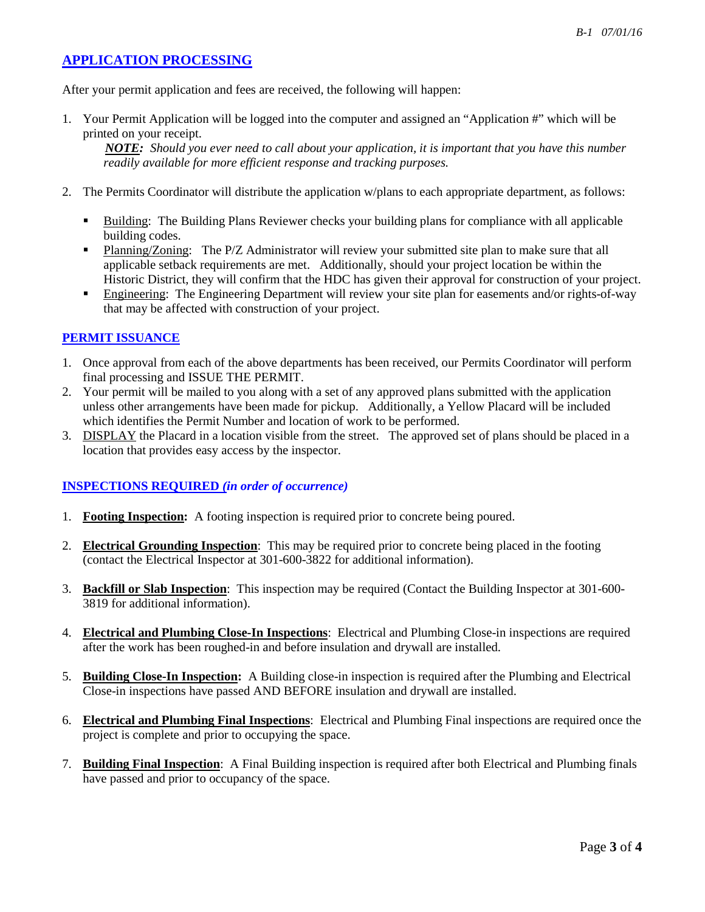## APPLICATION PROCESSING

After your permit application and fees are received, the following will happen:

1. Your Permit Application will be logged into the computer and assigned an "Application #" which will be printed on your receipt.

   ***NOTE:*** *Should you ever need to call about your application, it is important that you have this number readily available for more efficient response and tracking purposes.*

2. The Permits Coordinator will distribute the application w/plans to each appropriate department, as follows:

   - Building: The Building Plans Reviewer checks your building plans for compliance with all applicable building codes.
   - Planning/Zoning: The P/Z Administrator will review your submitted site plan to make sure that all applicable setback requirements are met. Additionally, should your project location be within the Historic District, they will confirm that the HDC has given their approval for construction of your project.
   - Engineering: The Engineering Department will review your site plan for easements and/or rights-of-way that may be affected with construction of your project.

## PERMIT ISSUANCE

1. Once approval from each of the above departments has been received, our Permits Coordinator will perform final processing and ISSUE THE PERMIT.
2. Your permit will be mailed to you along with a set of any approved plans submitted with the application unless other arrangements have been made for pickup. Additionally, a Yellow Placard will be included which identifies the Permit Number and location of work to be performed.
3. DISPLAY the Placard in a location visible from the street. The approved set of plans should be placed in a location that provides easy access by the inspector.

## INSPECTIONS REQUIRED *(in order of occurrence)*

1. **Footing Inspection:** A footing inspection is required prior to concrete being poured.

2. **Electrical Grounding Inspection**: This may be required prior to concrete being placed in the footing (contact the Electrical Inspector at 301-600-3822 for additional information).

3. **Backfill or Slab Inspection**: This inspection may be required (Contact the Building Inspector at 301-600-3819 for additional information).

4. **Electrical and Plumbing Close-In Inspections**: Electrical and Plumbing Close-in inspections are required after the work has been roughed-in and before insulation and drywall are installed.

5. **Building Close-In Inspection:** A Building close-in inspection is required after the Plumbing and Electrical Close-in inspections have passed AND BEFORE insulation and drywall are installed.

6. **Electrical and Plumbing Final Inspections**: Electrical and Plumbing Final inspections are required once the project is complete and prior to occupying the space.

7. **Building Final Inspection**: A Final Building inspection is required after both Electrical and Plumbing finals have passed and prior to occupancy of the space.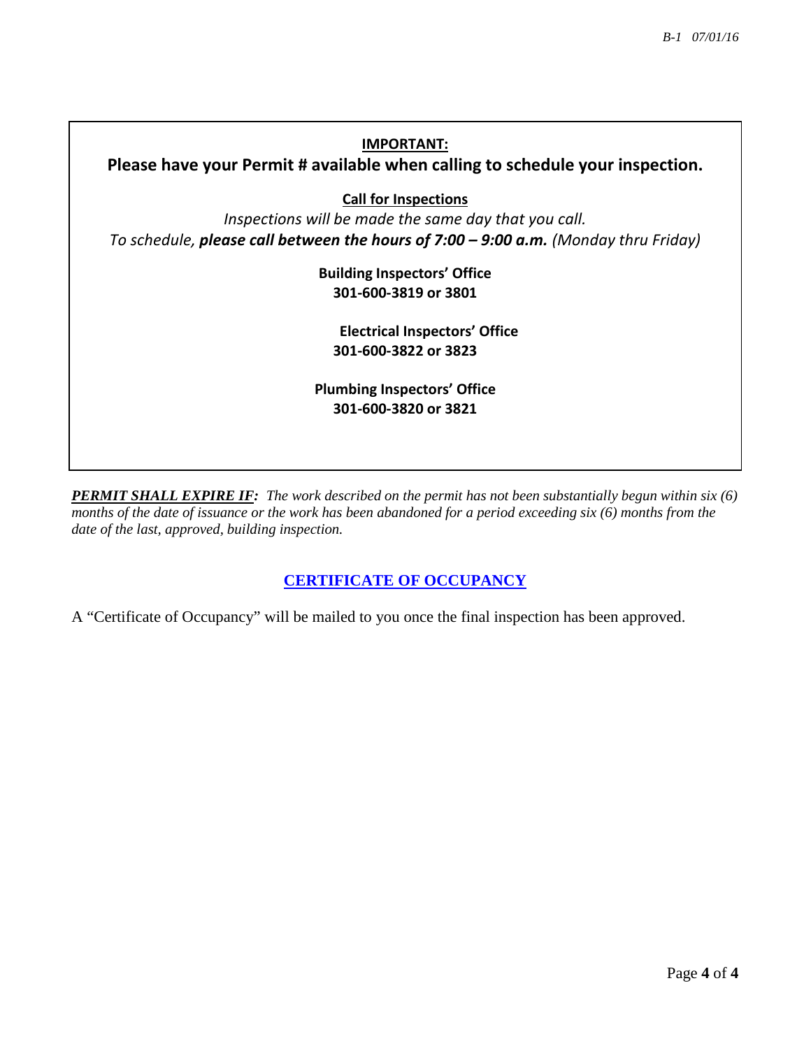**IMPORTANT:**

**Please have your Permit # available when calling to schedule your inspection.**

**Call for Inspections**

*Inspections will be made the same day that you call.*

*To schedule,* ***please call between the hours of 7:00 – 9:00 a.m.*** *(Monday thru Friday)*

**Building Inspectors' Office**
**301-600-3819 or 3801**

**Electrical Inspectors' Office**
**301-600-3822 or 3823**

**Plumbing Inspectors' Office**
**301-600-3820 or 3821**

***PERMIT SHALL EXPIRE IF:*** *The work described on the permit has not been substantially begun within six (6) months of the date of issuance or the work has been abandoned for a period exceeding six (6) months from the date of the last, approved, building inspection.*

## CERTIFICATE OF OCCUPANCY

A "Certificate of Occupancy" will be mailed to you once the final inspection has been approved.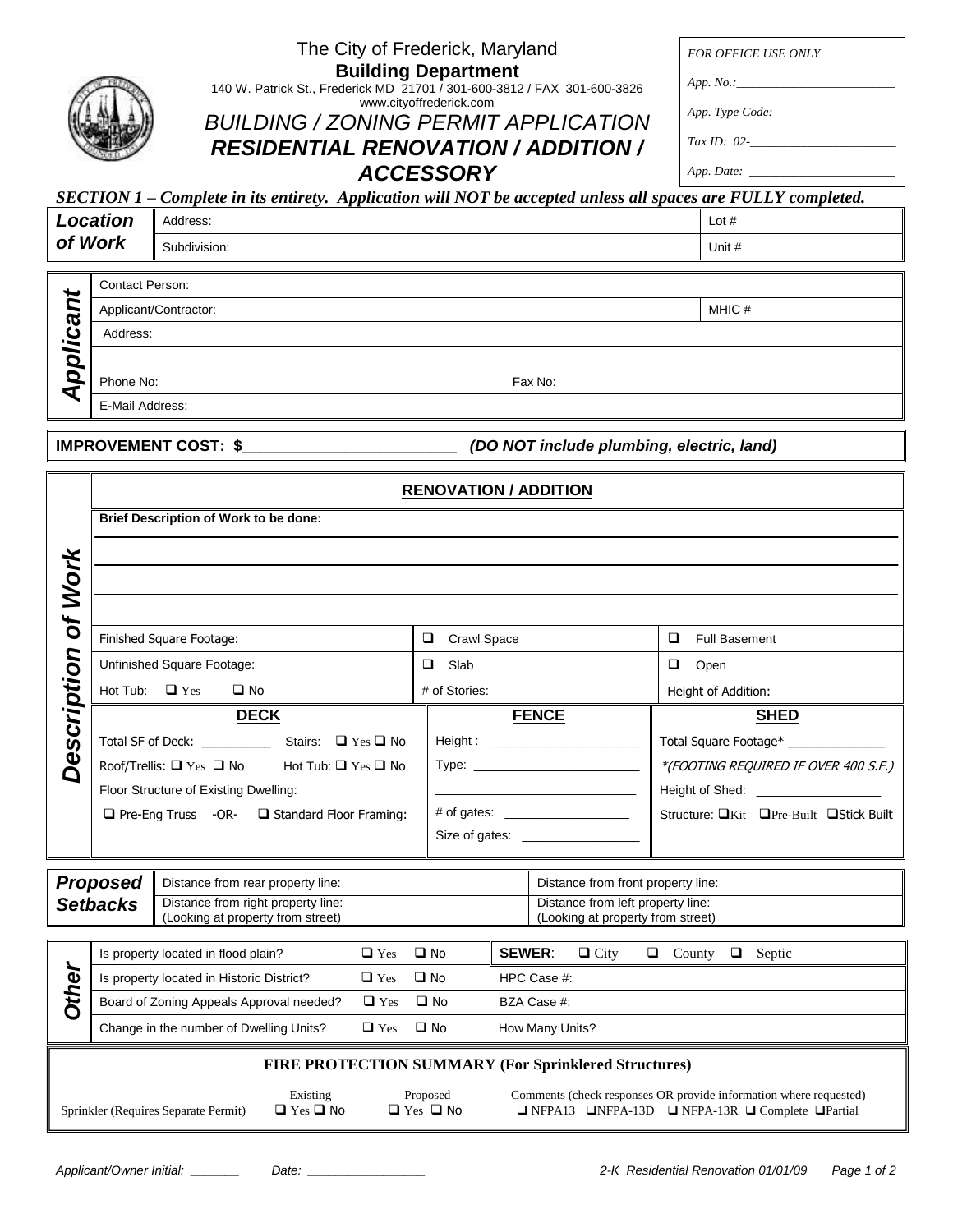The City of Frederick, Maryland

**Building Department**

140 W. Patrick St., Frederick MD 21701 / 301-600-3812 / FAX 301-600-3826

www.cityoffrederick.com

# *BUILDING / ZONING PERMIT APPLICATION*

# ***RESIDENTIAL RENOVATION / ADDITION / ACCESSORY***

| *FOR OFFICE USE ONLY* |
|---|
| *App. No.:*\_\_\_\_\_\_\_\_\_\_\_\_\_\_\_\_\_\_\_\_\_\_\_\_ |
| *App. Type Code:*\_\_\_\_\_\_\_\_\_\_\_\_\_\_\_\_\_\_\_\_ |
| *Tax ID: 02-*\_\_\_\_\_\_\_\_\_\_\_\_\_\_\_\_\_\_\_\_\_\_\_ |
| *App. Date:* \_\_\_\_\_\_\_\_\_\_\_\_\_\_\_\_\_\_\_\_\_\_\_ |

***SECTION 1 – Complete in its entirety. Application will NOT be accepted unless all spaces are FULLY completed.***

| ***Location of Work*** | | |
|---|---|---|
| | Address: | Lot # |
| | Subdivision: | Unit # |

| ***Applicant*** | | |
|---|---|---|
| | Contact Person: | |
| | Applicant/Contractor: | MHIC # |
| | Address: | |
| | | |
| | Phone No: | Fax No: |
| | E-Mail Address: | |

**IMPROVEMENT COST: $**\_\_\_\_\_\_\_\_\_\_\_\_\_\_\_\_\_\_\_\_\_\_\_\_\_\_ ***(DO NOT include plumbing, electric, land)***

## ***Description of Work***

**RENOVATION / ADDITION**

**Brief Description of Work to be done:**

\_\_\_\_\_\_\_\_\_\_\_\_\_\_\_\_\_\_\_\_\_\_\_\_\_\_\_\_\_\_\_\_\_\_\_\_\_\_\_\_\_\_\_\_\_\_\_\_\_\_\_\_\_\_\_\_\_\_\_\_

\_\_\_\_\_\_\_\_\_\_\_\_\_\_\_\_\_\_\_\_\_\_\_\_\_\_\_\_\_\_\_\_\_\_\_\_\_\_\_\_\_\_\_\_\_\_\_\_\_\_\_\_\_\_\_\_\_\_\_\_

\_\_\_\_\_\_\_\_\_\_\_\_\_\_\_\_\_\_\_\_\_\_\_\_\_\_\_\_\_\_\_\_\_\_\_\_\_\_\_\_\_\_\_\_\_\_\_\_\_\_\_\_\_\_\_\_\_\_\_\_

| | | |
|---|---|---|
| Finished Square Footage: | ❑ Crawl Space | ❑ Full Basement |
| Unfinished Square Footage: | ❑ Slab | ❑ Open |
| Hot Tub: ❑ Yes ❑ No | # of Stories: | Height of Addition: |

| **DECK** | **FENCE** | **SHED** |
|---|---|---|
| Total SF of Deck: \_\_\_\_\_\_\_\_\_\_ Stairs: ❑ Yes ❑ No | Height : \_\_\_\_\_\_\_\_\_\_\_\_\_\_\_\_\_\_\_\_\_ | Total Square Footage\* \_\_\_\_\_\_\_\_\_\_\_\_\_\_ |
| Roof/Trellis: ❑ Yes ❑ No Hot Tub: ❑ Yes ❑ No | Type: \_\_\_\_\_\_\_\_\_\_\_\_\_\_\_\_\_\_\_\_\_\_\_ | *\*(FOOTING REQUIRED IF OVER 400 S.F.)* |
| Floor Structure of Existing Dwelling: | \_\_\_\_\_\_\_\_\_\_\_\_\_\_\_\_\_\_\_\_\_\_\_\_\_\_\_\_ | Height of Shed: \_\_\_\_\_\_\_\_\_\_\_\_\_\_\_\_\_ |
| ❑ Pre-Eng Truss -OR- ❑ Standard Floor Framing: | # of gates: \_\_\_\_\_\_\_\_\_\_\_\_\_\_\_\_\_\_ | Structure: ❑Kit ❑Pre-Built ❑Stick Built |
| | Size of gates: \_\_\_\_\_\_\_\_\_\_\_\_\_\_\_\_\_ | |

| ***Proposed Setbacks*** | | |
|---|---|---|
| | Distance from rear property line: | Distance from front property line: |
| | Distance from right property line: (Looking at property from street) | Distance from left property line: (Looking at property from street) |

| ***Other*** | | | |
|---|---|---|---|
| | Is property located in flood plain? | ❑ Yes ❑ No | **SEWER**: ❑ City ❑ County ❑ Septic |
| | Is property located in Historic District? | ❑ Yes ❑ No | HPC Case #: |
| | Board of Zoning Appeals Approval needed? | ❑ Yes ❑ No | BZA Case #: |
| | Change in the number of Dwelling Units? | ❑ Yes ❑ No | How Many Units? |

**FIRE PROTECTION SUMMARY (For Sprinklered Structures)**

| | Existing | Proposed | Comments (check responses OR provide information where requested) |
|---|---|---|---|
| Sprinkler (Requires Separate Permit) | ❑ Yes ❑ No | ❑ Yes ❑ No | ❑ NFPA13 ❑NFPA-13D ❑ NFPA-13R ❑ Complete ❑Partial |

*Applicant/Owner Initial:* \_\_\_\_\_\_\_ *Date:* \_\_\_\_\_\_\_\_\_\_\_\_\_\_\_\_\_

*2-K Residential Renovation 01/01/09*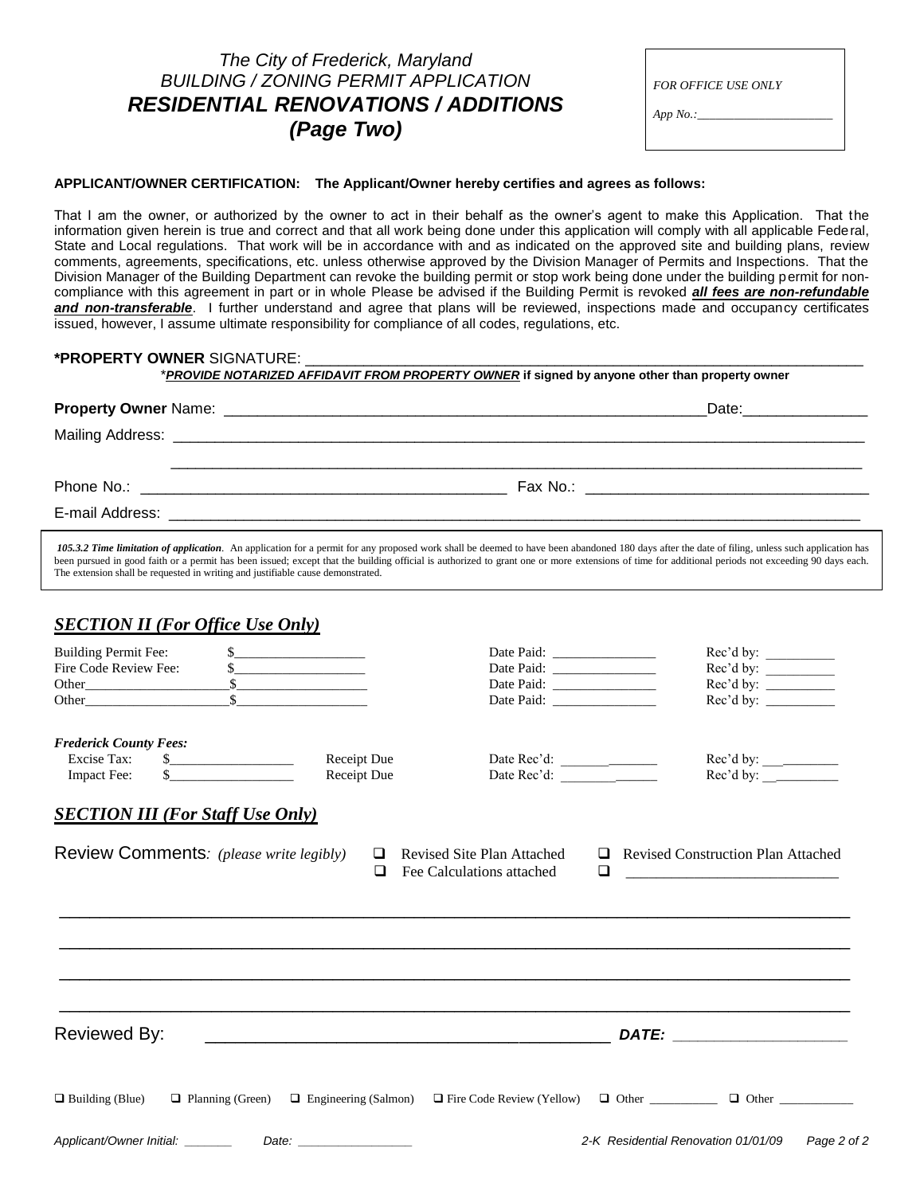# The City of Frederick, Maryland
## BUILDING / ZONING PERMIT APPLICATION
## *RESIDENTIAL RENOVATIONS / ADDITIONS*
## *(Page Two)*

*FOR OFFICE USE ONLY*

*App No.:______________________*

**APPLICANT/OWNER CERTIFICATION: The Applicant/Owner hereby certifies and agrees as follows:**

That I am the owner, or authorized by the owner to act in their behalf as the owner's agent to make this Application. That the information given herein is true and correct and that all work being done under this application will comply with all applicable Federal, State and Local regulations. That work will be in accordance with and as indicated on the approved site and building plans, review comments, agreements, specifications, etc. unless otherwise approved by the Division Manager of Permits and Inspections. That the Division Manager of the Building Department can revoke the building permit or stop work being done under the building permit for non-compliance with this agreement in part or in whole Please be advised if the Building Permit is revoked ***all fees are non-refundable and non-transferable***. I further understand and agree that plans will be reviewed, inspections made and occupancy certificates issued, however, I assume ultimate responsibility for compliance of all codes, regulations, etc.

**\*PROPERTY OWNER** SIGNATURE: ______________________________________________________________

\****PROVIDE NOTARIZED AFFIDAVIT FROM PROPERTY OWNER*** **if signed by anyone other than property owner**

**Property Owner** Name: ______________________________________________________ Date:_______________

Mailing Address: ______________________________________________________________________

______________________________________________________________________

Phone No.: ______________________________________ Fax No.: ______________________________

E-mail Address: ______________________________________________________________________

***105.3.2 Time limitation of application***. An application for a permit for any proposed work shall be deemed to have been abandoned 180 days after the date of filing, unless such application has been pursued in good faith or a permit has been issued; except that the building official is authorized to grant one or more extensions of time for additional periods not exceeding 90 days each. The extension shall be requested in writing and justifiable cause demonstrated.

## *SECTION II (For Office Use Only)*

| | | | |
|---|---|---|---|
| Building Permit Fee: | $__________________ | Date Paid: _______________ | Rec'd by: __________ |
| Fire Code Review Fee: | $__________________ | Date Paid: _______________ | Rec'd by: __________ |
| Other____________________ | $__________________ | Date Paid: _______________ | Rec'd by: __________ |
| Other____________________ | $__________________ | Date Paid: _______________ | Rec'd by: __________ |

***Frederick County Fees:***

| | | | | |
|---|---|---|---|---|
| Excise Tax: | $__________________ | Receipt Due | Date Rec'd: _______________ | Rec'd by: __________ |
| Impact Fee: | $__________________ | Receipt Due | Date Rec'd: _______________ | Rec'd by: __________ |

## *SECTION III (For Staff Use Only)*

Review Comments*: (please write legibly)*

❑ Revised Site Plan Attached  ❑ Revised Construction Plan Attached
❑ Fee Calculations attached  ❑ ____________________________

______________________________________________________________________

______________________________________________________________________

______________________________________________________________________

______________________________________________________________________

Reviewed By: ____________________________________________ ***DATE:*** ______________________

❑ Building (Blue) ❑ Planning (Green) ❑ Engineering (Salmon) ❑ Fire Code Review (Yellow) ❑ Other __________ ❑ Other __________

*Applicant/Owner Initial: _______ Date: _________________*

*2-K Residential Renovation 01/01/09*